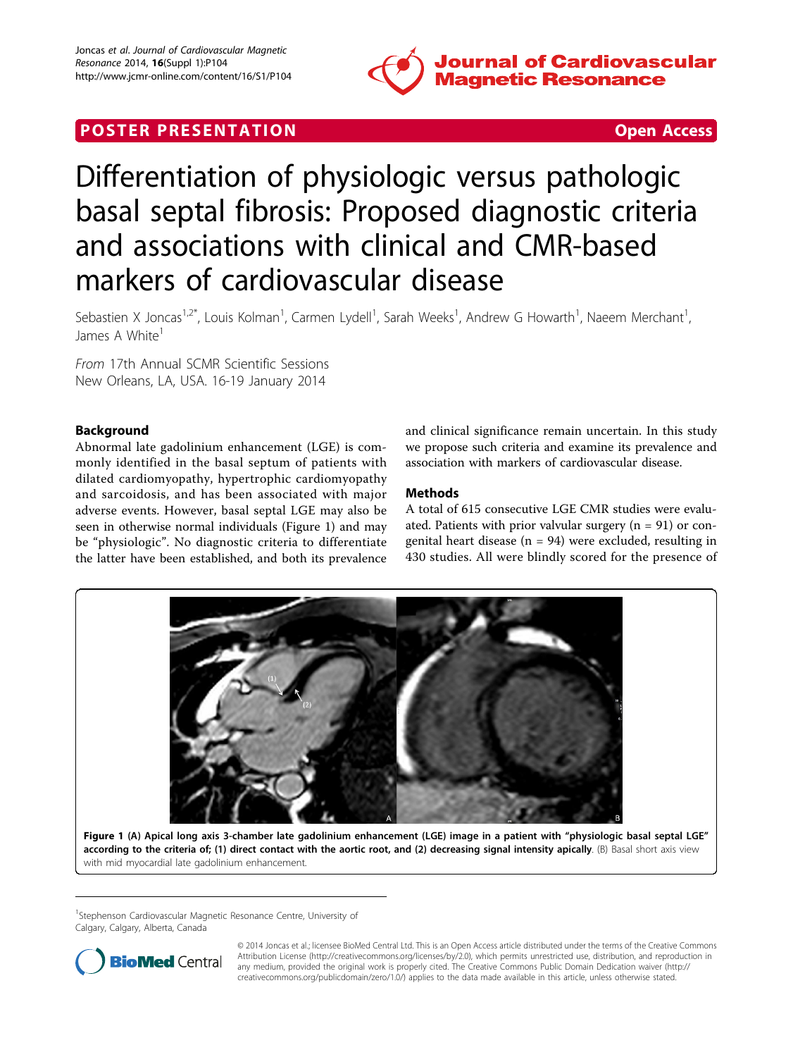POSTER PRESENTATION

Open Access

# Differentiation of physiologic versus pathologic basal septal fibrosis: Proposed diagnostic criteria and associations with clinical and CMR-based markers of cardiovascular disease

Sebastien X Joncas[1,2*], Louis Kolman[1], Carmen Lydell[1], Sarah Weeks[1], Andrew G Howarth[1], Naeem Merchant[1], James A White[1]

*From* 17th Annual SCMR Scientific Sessions
New Orleans, LA, USA. 16-19 January 2014

## Background

Abnormal late gadolinium enhancement (LGE) is commonly identified in the basal septum of patients with dilated cardiomyopathy, hypertrophic cardiomyopathy and sarcoidosis, and has been associated with major adverse events. However, basal septal LGE may also be seen in otherwise normal individuals (Figure 1) and may be "physiologic". No diagnostic criteria to differentiate the latter have been established, and both its prevalence and clinical significance remain uncertain. In this study we propose such criteria and examine its prevalence and association with markers of cardiovascular disease.

## Methods

A total of 615 consecutive LGE CMR studies were evaluated. Patients with prior valvular surgery (n = 91) or congenital heart disease (n = 94) were excluded, resulting in 430 studies. All were blindly scored for the presence of

**Figure 1 (A) Apical long axis 3-chamber late gadolinium enhancement (LGE) image in a patient with "physiologic basal septal LGE" according to the criteria of; (1) direct contact with the aortic root, and (2) decreasing signal intensity apically**. (B) Basal short axis view with mid myocardial late gadolinium enhancement.

[1]Stephenson Cardiovascular Magnetic Resonance Centre, University of Calgary, Calgary, Alberta, Canada

© 2014 Joncas et al.; licensee BioMed Central Ltd. This is an Open Access article distributed under the terms of the Creative Commons Attribution License (http://creativecommons.org/licenses/by/2.0), which permits unrestricted use, distribution, and reproduction in any medium, provided the original work is properly cited. The Creative Commons Public Domain Dedication waiver (http://creativecommons.org/publicdomain/zero/1.0/) applies to the data made available in this article, unless otherwise stated.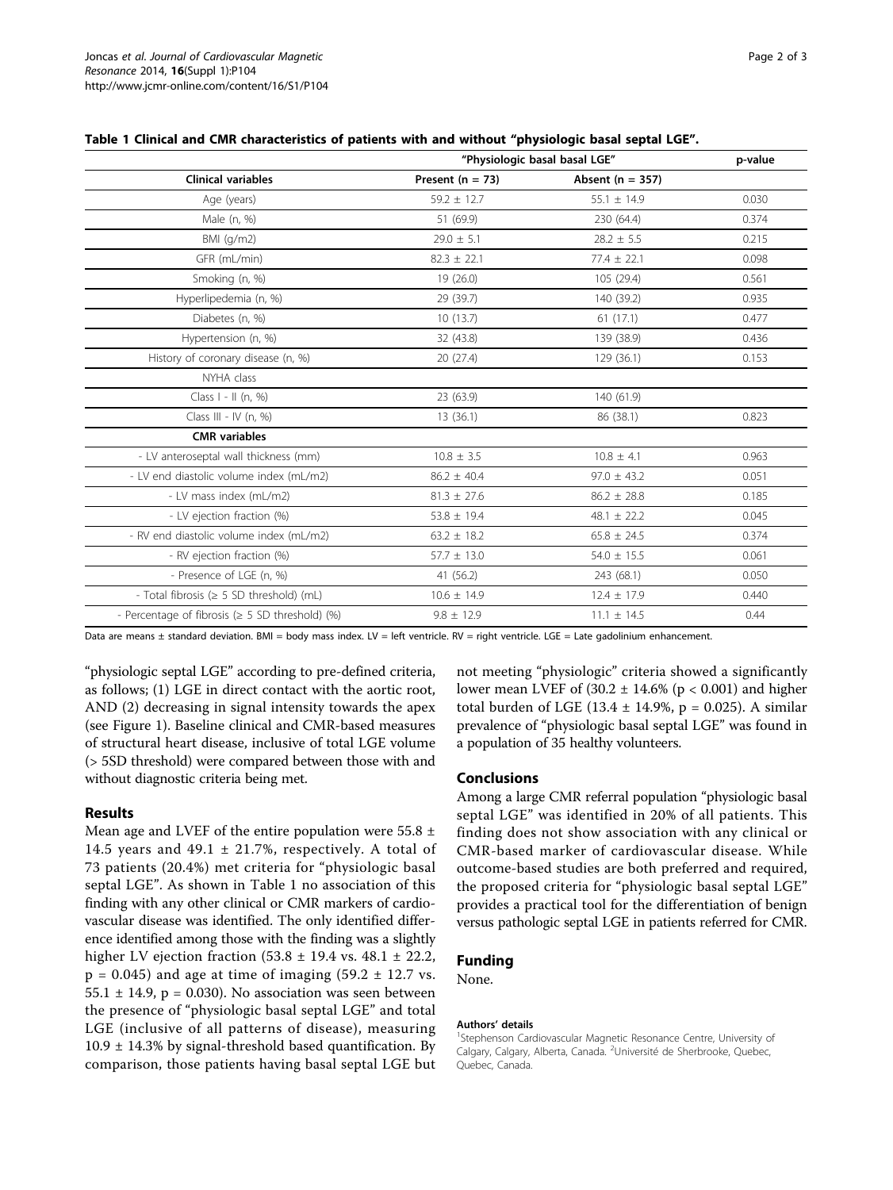**Table 1 Clinical and CMR characteristics of patients with and without "physiologic basal septal LGE".**

| | "Physiologic basal basal LGE" | | p-value |
|---|---|---|---|
| **Clinical variables** | Present (n = 73) | Absent (n = 357) | |
| Age (years) | 59.2 ± 12.7 | 55.1 ± 14.9 | 0.030 |
| Male (n, %) | 51 (69.9) | 230 (64.4) | 0.374 |
| BMI (g/m2) | 29.0 ± 5.1 | 28.2 ± 5.5 | 0.215 |
| GFR (mL/min) | 82.3 ± 22.1 | 77.4 ± 22.1 | 0.098 |
| Smoking (n, %) | 19 (26.0) | 105 (29.4) | 0.561 |
| Hyperlipedemia (n, %) | 29 (39.7) | 140 (39.2) | 0.935 |
| Diabetes (n, %) | 10 (13.7) | 61 (17.1) | 0.477 |
| Hypertension (n, %) | 32 (43.8) | 139 (38.9) | 0.436 |
| History of coronary disease (n, %) | 20 (27.4) | 129 (36.1) | 0.153 |
| NYHA class | | | |
| Class I - II (n, %) | 23 (63.9) | 140 (61.9) | |
| Class III - IV (n, %) | 13 (36.1) | 86 (38.1) | 0.823 |
| **CMR variables** | | | |
| - LV anteroseptal wall thickness (mm) | 10.8 ± 3.5 | 10.8 ± 4.1 | 0.963 |
| - LV end diastolic volume index (mL/m2) | 86.2 ± 40.4 | 97.0 ± 43.2 | 0.051 |
| - LV mass index (mL/m2) | 81.3 ± 27.6 | 86.2 ± 28.8 | 0.185 |
| - LV ejection fraction (%) | 53.8 ± 19.4 | 48.1 ± 22.2 | 0.045 |
| - RV end diastolic volume index (mL/m2) | 63.2 ± 18.2 | 65.8 ± 24.5 | 0.374 |
| - RV ejection fraction (%) | 57.7 ± 13.0 | 54.0 ± 15.5 | 0.061 |
| - Presence of LGE (n, %) | 41 (56.2) | 243 (68.1) | 0.050 |
| - Total fibrosis (≥ 5 SD threshold) (mL) | 10.6 ± 14.9 | 12.4 ± 17.9 | 0.440 |
| - Percentage of fibrosis (≥ 5 SD threshold) (%) | 9.8 ± 12.9 | 11.1 ± 14.5 | 0.44 |

Data are means ± standard deviation. BMI = body mass index. LV = left ventricle. RV = right ventricle. LGE = Late gadolinium enhancement.

"physiologic septal LGE" according to pre-defined criteria, as follows; (1) LGE in direct contact with the aortic root, AND (2) decreasing in signal intensity towards the apex (see Figure 1). Baseline clinical and CMR-based measures of structural heart disease, inclusive of total LGE volume (> 5SD threshold) were compared between those with and without diagnostic criteria being met.

## Results

Mean age and LVEF of the entire population were 55.8 ± 14.5 years and 49.1 ± 21.7%, respectively. A total of 73 patients (20.4%) met criteria for "physiologic basal septal LGE". As shown in Table 1 no association of this finding with any other clinical or CMR markers of cardiovascular disease was identified. The only identified difference identified among those with the finding was a slightly higher LV ejection fraction (53.8 ± 19.4 vs. 48.1 ± 22.2, $p = 0.045$) and age at time of imaging (59.2 ± 12.7 vs. 55.1 ± 14.9, $p = 0.030$). No association was seen between the presence of "physiologic basal septal LGE" and total LGE (inclusive of all patterns of disease), measuring 10.9 ± 14.3% by signal-threshold based quantification. By comparison, those patients having basal septal LGE but not meeting "physiologic" criteria showed a significantly lower mean LVEF of (30.2 ± 14.6% ($p < 0.001$) and higher total burden of LGE (13.4 ± 14.9%, $p = 0.025$). A similar prevalence of "physiologic basal septal LGE" was found in a population of 35 healthy volunteers.

## Conclusions

Among a large CMR referral population "physiologic basal septal LGE" was identified in 20% of all patients. This finding does not show association with any clinical or CMR-based marker of cardiovascular disease. While outcome-based studies are both preferred and required, the proposed criteria for "physiologic basal septal LGE" provides a practical tool for the differentiation of benign versus pathologic septal LGE in patients referred for CMR.

## Funding

None.

#### Authors' details

[1]Stephenson Cardiovascular Magnetic Resonance Centre, University of Calgary, Calgary, Alberta, Canada. [2]Université de Sherbrooke, Quebec, Quebec, Canada.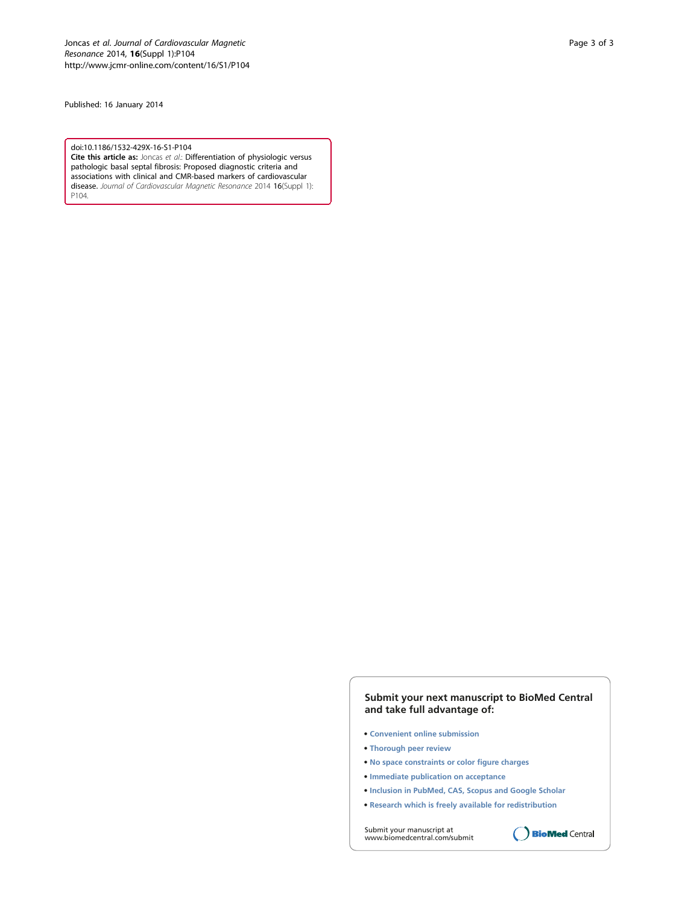Published: 16 January 2014

doi:10.1186/1532-429X-16-S1-P104
**Cite this article as:** Joncas *et al.*: Differentiation of physiologic versus pathologic basal septal fibrosis: Proposed diagnostic criteria and associations with clinical and CMR-based markers of cardiovascular disease. *Journal of Cardiovascular Magnetic Resonance* 2014 **16**(Suppl 1): P104.

**Submit your next manuscript to BioMed Central and take full advantage of:**

- **Convenient online submission**
- **Thorough peer review**
- **No space constraints or color figure charges**
- **Immediate publication on acceptance**
- **Inclusion in PubMed, CAS, Scopus and Google Scholar**
- **Research which is freely available for redistribution**

Submit your manuscript at
www.biomedcentral.com/submit

BioMed Central